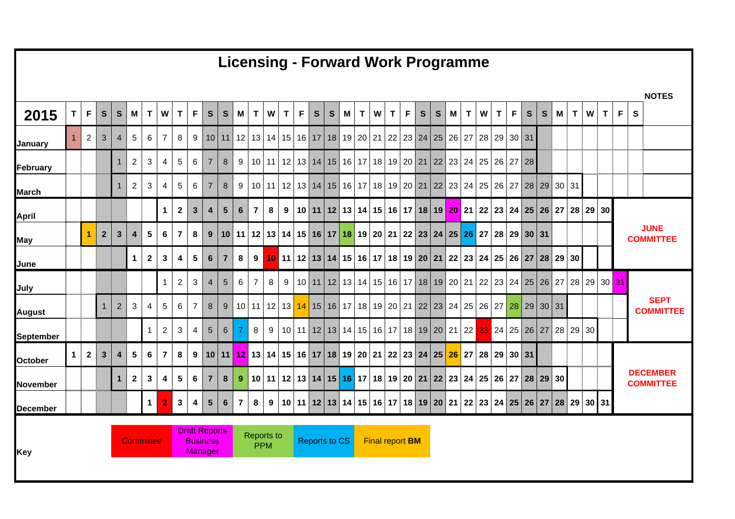# Licensing - Forward Work Programme

| 2015 | T | F | S | S | M | T | W | T | F | S | S | M | T | W | T | F | S | S | M | T | W | T | F | S | S | M | T | W | T | F | S | S | M | T | W | T | F | S | NOTES |
|---|---|---|---|---|---|---|---|---|---|---|---|---|---|---|---|---|---|---|---|---|---|---|---|---|---|---|---|---|---|---|---|---|---|---|---|---|---|---|---|
| January | 1 | 2 | 3 | 4 | 5 | 6 | 7 | 8 | 9 | 10 | 11 | 12 | 13 | 14 | 15 | 16 | 17 | 18 | 19 | 20 | 21 | 22 | 23 | 24 | 25 | 26 | 27 | 28 | 29 | 30 | 31 | | | | | | | |
| February | | | | 1 | 2 | 3 | 4 | 5 | 6 | 7 | 8 | 9 | 10 | 11 | 12 | 13 | 14 | 15 | 16 | 17 | 18 | 19 | 20 | 21 | 22 | 23 | 24 | 25 | 26 | 27 | 28 | | | | | | | |
| March | | | | 1 | 2 | 3 | 4 | 5 | 6 | 7 | 8 | 9 | 10 | 11 | 12 | 13 | 14 | 15 | 16 | 17 | 18 | 19 | 20 | 21 | 22 | 23 | 24 | 25 | 26 | 27 | 28 | 29 | 30 | 31 | | | | |
| April | | | | | | | 1 | 2 | 3 | 4 | 5 | 6 | 7 | 8 | 9 | 10 | 11 | 12 | 13 | 14 | 15 | 16 | 17 | 18 | 19 | 20 | 21 | 22 | 23 | 24 | 25 | 26 | 27 | 28 | 29 | 30 | | |
| May | | 1 | 2 | 3 | 4 | 5 | 6 | 7 | 8 | 9 | 10 | 11 | 12 | 13 | 14 | 15 | 16 | 17 | 18 | 19 | 20 | 21 | 22 | 23 | 24 | 25 | 26 | 27 | 28 | 29 | 30 | 31 | | | | | | JUNE COMMITTEE |
| June | | | | | 1 | 2 | 3 | 4 | 5 | 6 | 7 | 8 | 9 | 10 | 11 | 12 | 13 | 14 | 15 | 16 | 17 | 18 | 19 | 20 | 21 | 22 | 23 | 24 | 25 | 26 | 27 | 28 | 29 | 30 | | | | |
| July | | | | | | | 1 | 2 | 3 | 4 | 5 | 6 | 7 | 8 | 9 | 10 | 11 | 12 | 13 | 14 | 15 | 16 | 17 | 18 | 19 | 20 | 21 | 22 | 23 | 24 | 25 | 26 | 27 | 28 | 29 | 30 | 31 | |
| August | | | 1 | 2 | 3 | 4 | 5 | 6 | 7 | 8 | 9 | 10 | 11 | 12 | 13 | 14 | 15 | 16 | 17 | 18 | 19 | 20 | 21 | 22 | 23 | 24 | 25 | 26 | 27 | 28 | 29 | 30 | 31 | | | | | SEPT COMMITTEE |
| September | | | | | | 1 | 2 | 3 | 4 | 5 | 6 | 7 | 8 | 9 | 10 | 11 | 12 | 13 | 14 | 15 | 16 | 17 | 18 | 19 | 20 | 21 | 22 | 23 | 24 | 25 | 26 | 27 | 28 | 29 | 30 | | | |
| October | 1 | 2 | 3 | 4 | 5 | 6 | 7 | 8 | 9 | 10 | 11 | 12 | 13 | 14 | 15 | 16 | 17 | 18 | 19 | 20 | 21 | 22 | 23 | 24 | 25 | 26 | 27 | 28 | 29 | 30 | 31 | | | | | | | |
| November | | | | 1 | 2 | 3 | 4 | 5 | 6 | 7 | 8 | 9 | 10 | 11 | 12 | 13 | 14 | 15 | 16 | 17 | 18 | 19 | 20 | 21 | 22 | 23 | 24 | 25 | 26 | 27 | 28 | 29 | 30 | | | | | DECEMBER COMMITTEE |
| December | | | | | | 1 | 2 | 3 | 4 | 5 | 6 | 7 | 8 | 9 | 10 | 11 | 12 | 13 | 14 | 15 | 16 | 17 | 18 | 19 | 20 | 21 | 22 | 23 | 24 | 25 | 26 | 27 | 28 | 29 | 30 | 31 | | |

**Key**

| Committee | Draft Reports Business Manager | Reports to PPM | Reports to CS | Final report **BM** |
|---|---|---|---|---|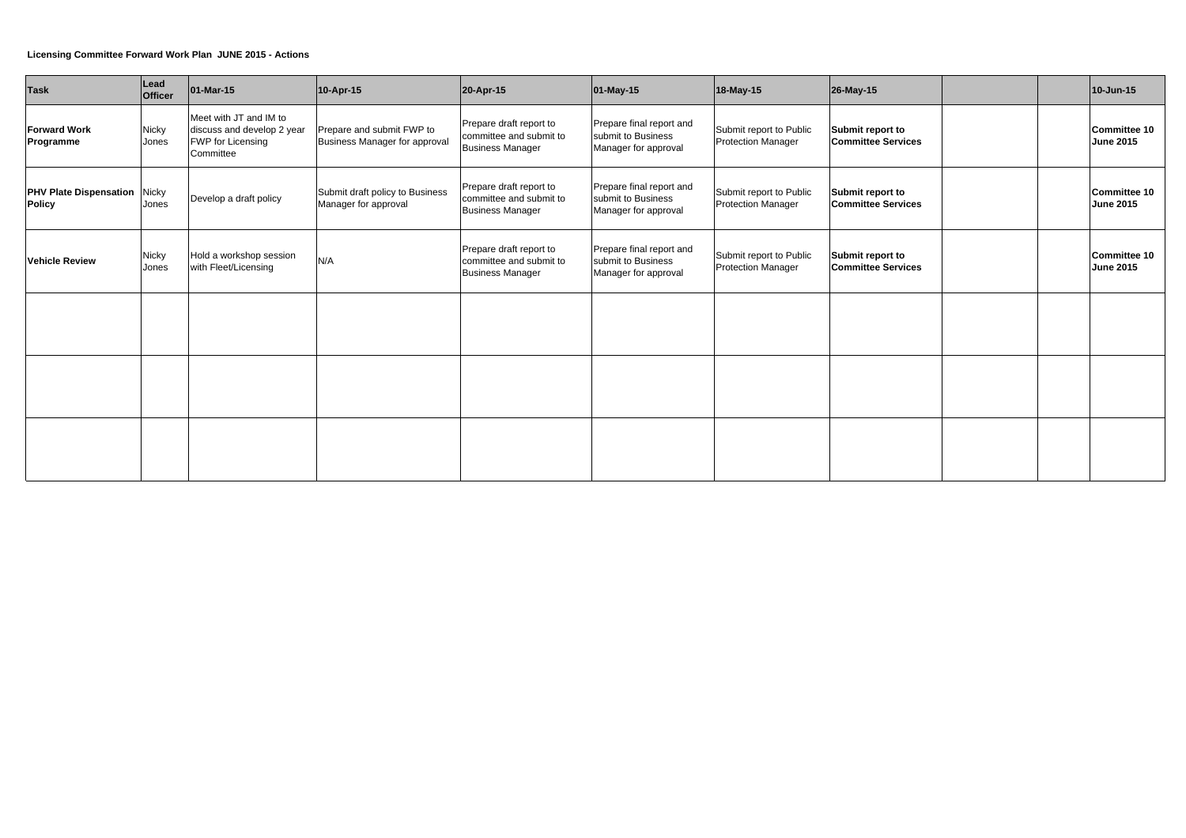**Licensing Committee Forward Work Plan JUNE 2015 - Actions**

| Task | Lead Officer | 01-Mar-15 | 10-Apr-15 | 20-Apr-15 | 01-May-15 | 18-May-15 | 26-May-15 | | | 10-Jun-15 |
|---|---|---|---|---|---|---|---|---|---|---|
| **Forward Work Programme** | Nicky Jones | Meet with JT and IM to discuss and develop 2 year FWP for Licensing Committee | Prepare and submit FWP to Business Manager for approval | Prepare draft report to committee and submit to Business Manager | Prepare final report and submit to Business Manager for approval | Submit report to Public Protection Manager | **Submit report to Committee Services** | | | **Committee 10 June 2015** |
| **PHV Plate Dispensation Policy** | Nicky Jones | Develop a draft policy | Submit draft policy to Business Manager for approval | Prepare draft report to committee and submit to Business Manager | Prepare final report and submit to Business Manager for approval | Submit report to Public Protection Manager | **Submit report to Committee Services** | | | **Committee 10 June 2015** |
| **Vehicle Review** | Nicky Jones | Hold a workshop session with Fleet/Licensing | N/A | Prepare draft report to committee and submit to Business Manager | Prepare final report and submit to Business Manager for approval | Submit report to Public Protection Manager | **Submit report to Committee Services** | | | **Committee 10 June 2015** |
| | | | | | | | | | | |
| | | | | | | | | | | |
| | | | | | | | | | | |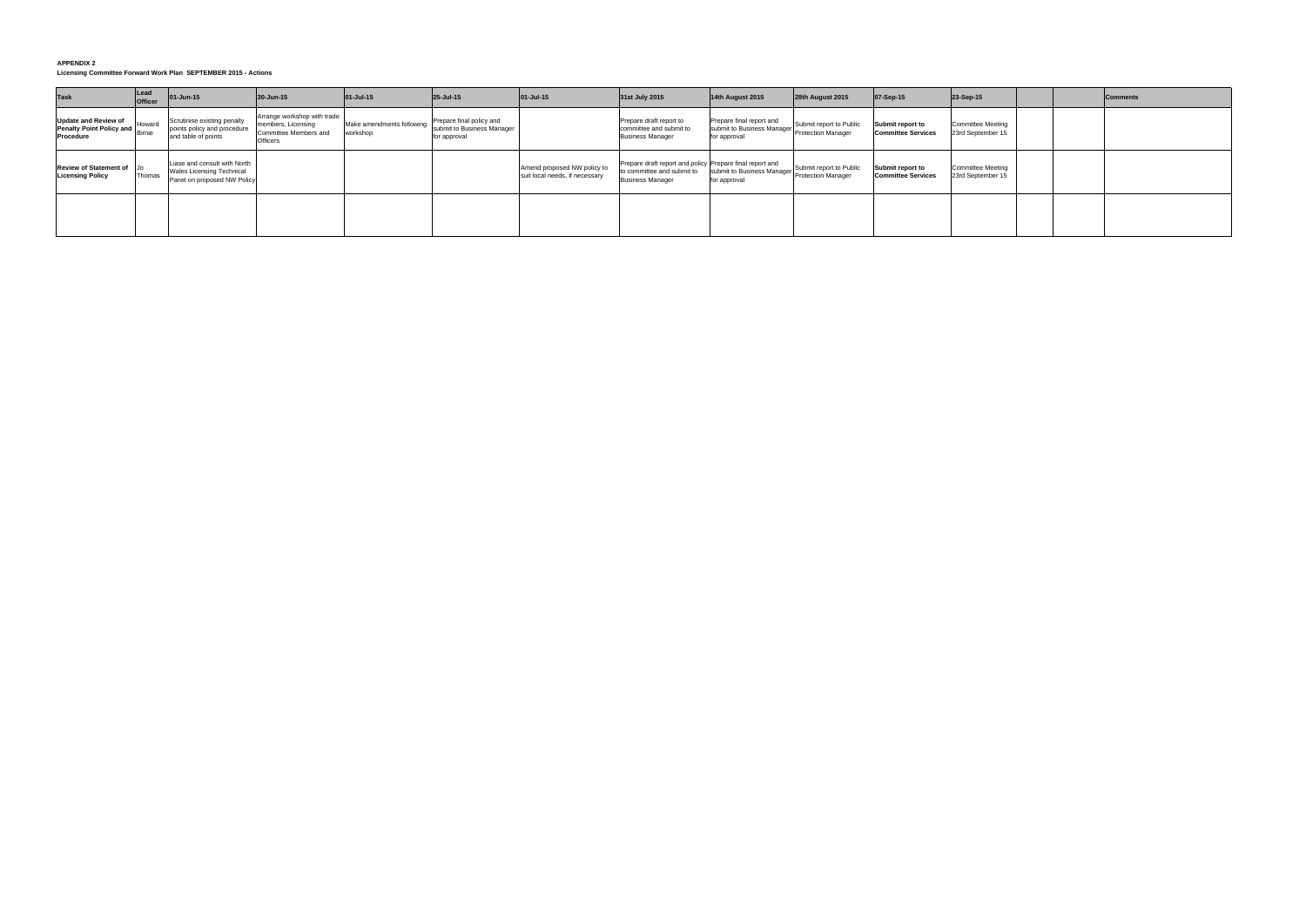**APPENDIX 2**

**Licensing Committee Forward Work Plan SEPTEMBER 2015 - Actions**

| Task | Lead Officer | 01-Jun-15 | 30-Jun-15 | 01-Jul-15 | 25-Jul-15 | 01-Jul-15 | 31st July 2015 | 14th August 2015 | 28th August 2015 | 07-Sep-15 | 23-Sep-15 | | | Comments |
|---|---|---|---|---|---|---|---|---|---|---|---|---|---|---|
| **Update and Review of Penalty Point Policy and Procedure** | Howard Birnie | Scrutinise existing penalty points policy and procedure and table of points | Arrange workshop with trade members, Licensing Committee Members and Officers | Make amendments following workshop | Prepare final policy and submit to Business Manager for approval | | Prepare draft report to committee and submit to Business Manager | Prepare final report and submit to Business Manager for approval | Submit report to Public Protection Manager | **Submit report to Committee Services** | Committee Meeting 23rd September 15 | | | |
| **Review of Statement of Licensing Policy** | Jo Thomas | Liase and consult with North Wales Licensing Technical Panel on proposed NW Policy | | | | Amend proposed NW policy to suit local needs, if necessary | Prepare draft report and policy to committee and submit to Business Manager | Prepare final report and submit to Business Manager for approval | Submit report to Public Protection Manager | **Submit report to Committee Services** | Committee Meeting 23rd September 15 | | | |
| | | | | | | | | | | | | | | |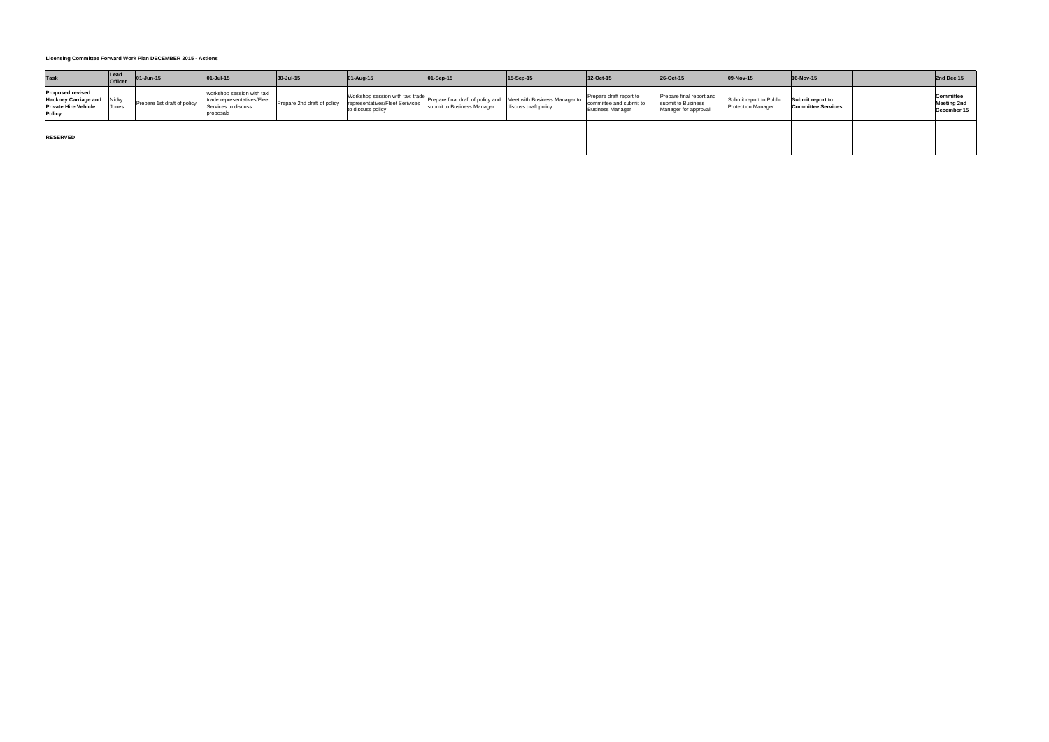**Licensing Committee Forward Work Plan DECEMBER 2015 - Actions**

| Task | Lead Officer | 01-Jun-15 | 01-Jul-15 | 30-Jul-15 | 01-Aug-15 | 01-Sep-15 | 15-Sep-15 | 12-Oct-15 | 26-Oct-15 | 09-Nov-15 | 16-Nov-15 | | | 2nd Dec 15 |
|---|---|---|---|---|---|---|---|---|---|---|---|---|---|---|
| **Proposed revised Hackney Carriage and Private Hire Vehicle Policy** | Nicky Jones | Prepare 1st draft of policy | workshop session with taxi trade representatives/Fleet Services to discuss proposals | Prepare 2nd draft of policy | Workshop session with taxi trade representatives/Fleet Serivces to discuss policy | Prepare final draft of policy and submit to Business Manager | Meet with Business Manager to discuss draft policy | Prepare draft report to committee and submit to Business Manager | Prepare final report and submit to Business Manager for approval | Submit report to Public Protection Manager | **Submit report to Committee Services** | | | **Committee Meeting 2nd December 15** |
| **RESERVED** | | | | | | | | | | | | | | |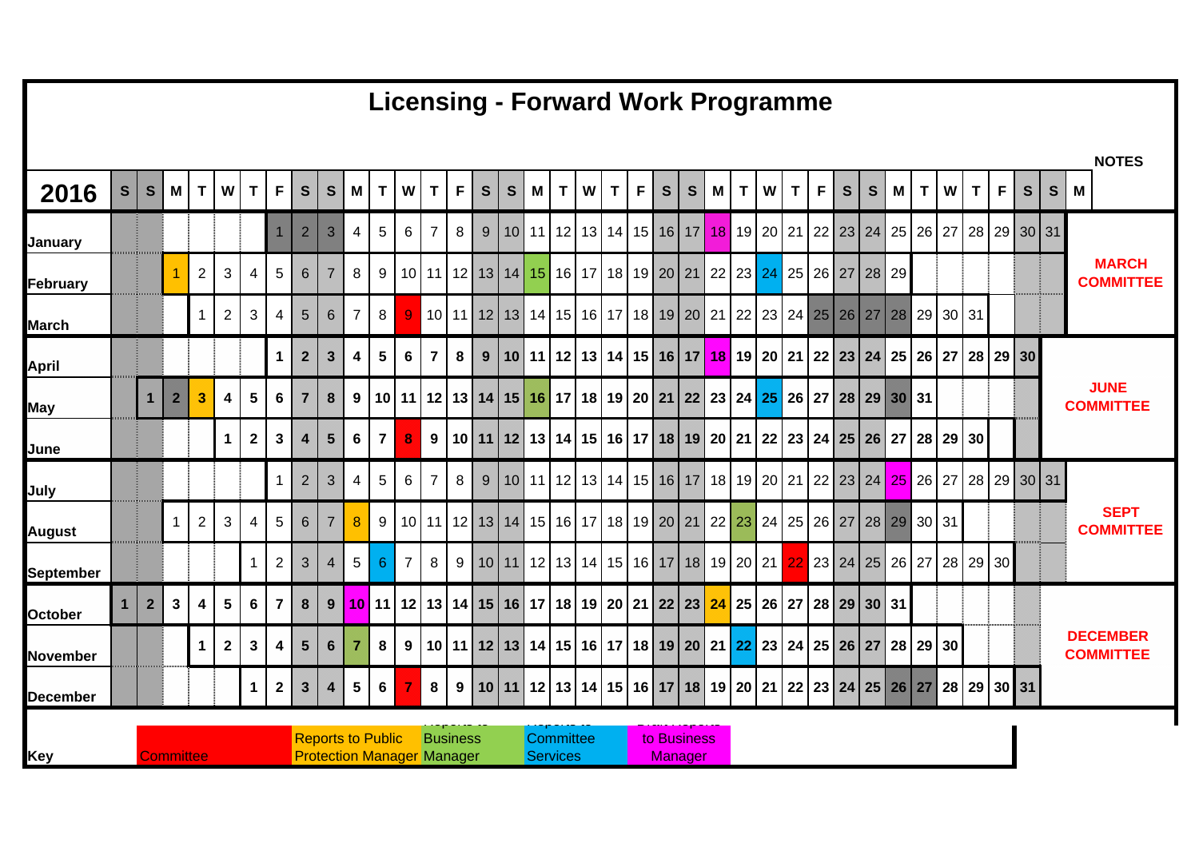# Licensing - Forward Work Programme

| 2016 | S | S | M | T | W | T | F | S | S | M | T | W | T | F | S | S | M | T | W | T | F | S | S | M | T | W | T | F | S | S | M | T | W | T | F | S | S | M | NOTES |
|---|---|---|---|---|---|---|---|---|---|---|---|---|---|---|---|---|---|---|---|---|---|---|---|---|---|---|---|---|---|---|---|---|---|---|---|---|---|---|---|
| January | | | | | | | 1 | 2 | 3 | 4 | 5 | 6 | 7 | 8 | 9 | 10 | 11 | 12 | 13 | 14 | 15 | 16 | 17 | 18 | 19 | 20 | 21 | 22 | 23 | 24 | 25 | 26 | 27 | 28 | 29 | 30 | 31 | | |
| February | | | 1 | 2 | 3 | 4 | 5 | 6 | 7 | 8 | 9 | 10 | 11 | 12 | 13 | 14 | 15 | 16 | 17 | 18 | 19 | 20 | 21 | 22 | 23 | 24 | 25 | 26 | 27 | 28 | 29 | | | | | | | | MARCH COMMITTEE |
| March | | | | 1 | 2 | 3 | 4 | 5 | 6 | 7 | 8 | 9 | 10 | 11 | 12 | 13 | 14 | 15 | 16 | 17 | 18 | 19 | 20 | 21 | 22 | 23 | 24 | 25 | 26 | 27 | 28 | 29 | 30 | 31 | | | | | |
| April | | | | | | | 1 | 2 | 3 | 4 | 5 | 6 | 7 | 8 | 9 | 10 | 11 | 12 | 13 | 14 | 15 | 16 | 17 | 18 | 19 | 20 | 21 | 22 | 23 | 24 | 25 | 26 | 27 | 28 | 29 | 30 | | | |
| May | | 1 | 2 | 3 | 4 | 5 | 6 | 7 | 8 | 9 | 10 | 11 | 12 | 13 | 14 | 15 | 16 | 17 | 18 | 19 | 20 | 21 | 22 | 23 | 24 | 25 | 26 | 27 | 28 | 29 | 30 | 31 | | | | | | | JUNE COMMITTEE |
| June | | | | | 1 | 2 | 3 | 4 | 5 | 6 | 7 | 8 | 9 | 10 | 11 | 12 | 13 | 14 | 15 | 16 | 17 | 18 | 19 | 20 | 21 | 22 | 23 | 24 | 25 | 26 | 27 | 28 | 29 | 30 | | | | | |
| July | | | | | | | 1 | 2 | 3 | 4 | 5 | 6 | 7 | 8 | 9 | 10 | 11 | 12 | 13 | 14 | 15 | 16 | 17 | 18 | 19 | 20 | 21 | 22 | 23 | 24 | 25 | 26 | 27 | 28 | 29 | 30 | 31 | | |
| August | | | 1 | 2 | 3 | 4 | 5 | 6 | 7 | 8 | 9 | 10 | 11 | 12 | 13 | 14 | 15 | 16 | 17 | 18 | 19 | 20 | 21 | 22 | 23 | 24 | 25 | 26 | 27 | 28 | 29 | 30 | 31 | | | | | | SEPT COMMITTEE |
| September | | | | | | 1 | 2 | 3 | 4 | 5 | 6 | 7 | 8 | 9 | 10 | 11 | 12 | 13 | 14 | 15 | 16 | 17 | 18 | 19 | 20 | 21 | 22 | 23 | 24 | 25 | 26 | 27 | 28 | 29 | 30 | | | | |
| October | 1 | 2 | 3 | 4 | 5 | 6 | 7 | 8 | 9 | 10 | 11 | 12 | 13 | 14 | 15 | 16 | 17 | 18 | 19 | 20 | 21 | 22 | 23 | 24 | 25 | 26 | 27 | 28 | 29 | 30 | 31 | | | | | | | | |
| November | | | | 1 | 2 | 3 | 4 | 5 | 6 | 7 | 8 | 9 | 10 | 11 | 12 | 13 | 14 | 15 | 16 | 17 | 18 | 19 | 20 | 21 | 22 | 23 | 24 | 25 | 26 | 27 | 28 | 29 | 30 | | | | | | DECEMBER COMMITTEE |
| December | | | | | | 1 | 2 | 3 | 4 | 5 | 6 | 7 | 8 | 9 | 10 | 11 | 12 | 13 | 14 | 15 | 16 | 17 | 18 | 19 | 20 | 21 | 22 | 23 | 24 | 25 | 26 | 27 | 28 | 29 | 30 | 31 | | | |

**Key**

| Colour | Meaning |
|---|---|
| Red | Committee |
| Orange | Reports to Public Protection Manager |
| Green | Reports to Business Manager |
| Blue | Reports to Committee Services |
| Magenta | Draft reports to Business Manager |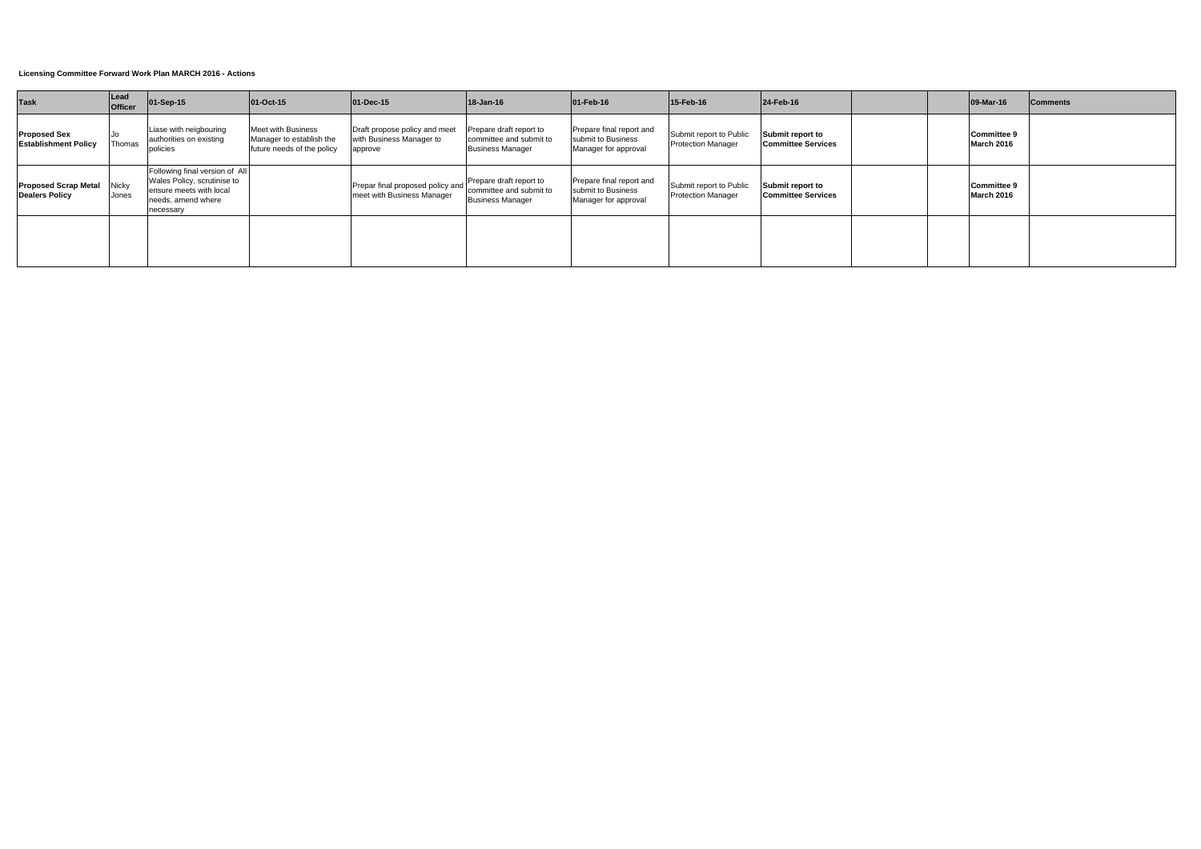**Licensing Committee Forward Work Plan MARCH 2016 - Actions**

| Task | Lead Officer | 01-Sep-15 | 01-Oct-15 | 01-Dec-15 | 18-Jan-16 | 01-Feb-16 | 15-Feb-16 | 24-Feb-16 | | | 09-Mar-16 | Comments |
|---|---|---|---|---|---|---|---|---|---|---|---|---|
| **Proposed Sex Establishment Policy** | Jo Thomas | Liase with neigbouring authorities on existing policies | Meet with Business Manager to establish the future needs of the policy | Draft propose policy and meet with Business Manager to approve | Prepare draft report to committee and submit to Business Manager | Prepare final report and submit to Business Manager for approval | Submit report to Public Protection Manager | **Submit report to Committee Services** | | | **Committee 9 March 2016** | |
| **Proposed Scrap Metal Dealers Policy** | Nicky Jones | Following final version of All Wales Policy, scrutinise to ensure meets with local needs, amend where necessary | | Prepar final proposed policy and meet with Business Manager | Prepare draft report to committee and submit to Business Manager | Prepare final report and submit to Business Manager for approval | Submit report to Public Protection Manager | **Submit report to Committee Services** | | | **Committee 9 March 2016** | |
| | | | | | | | | | | | | |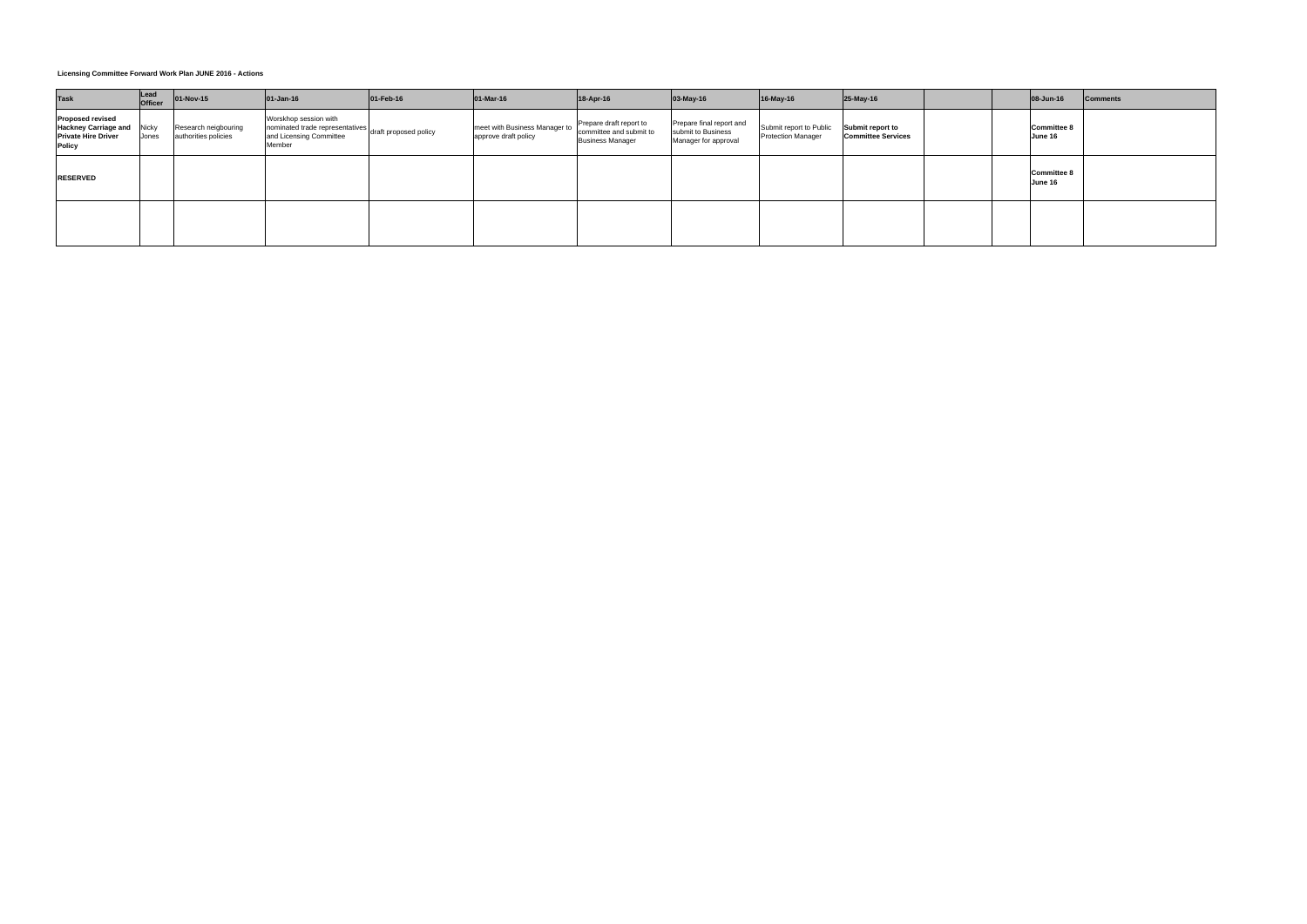**Licensing Committee Forward Work Plan JUNE 2016 - Actions**

| Task | Lead Officer | 01-Nov-15 | 01-Jan-16 | 01-Feb-16 | 01-Mar-16 | 18-Apr-16 | 03-May-16 | 16-May-16 | 25-May-16 | | | 08-Jun-16 | Comments |
|---|---|---|---|---|---|---|---|---|---|---|---|---|---|
| **Proposed revised Hackney Carriage and Private Hire Driver Policy** | Nicky Jones | Research neigbouring authorities policies | Worskhop session with nominated trade representatives and Licensing Committee Member | draft proposed policy | meet with Business Manager to approve draft policy | Prepare draft report to committee and submit to Business Manager | Prepare final report and submit to Business Manager for approval | Submit report to Public Protection Manager | **Submit report to Committee Services** | | | **Committee 8 June 16** | |
| **RESERVED** | | | | | | | | | | | | **Committee 8 June 16** | |
| | | | | | | | | | | | | | |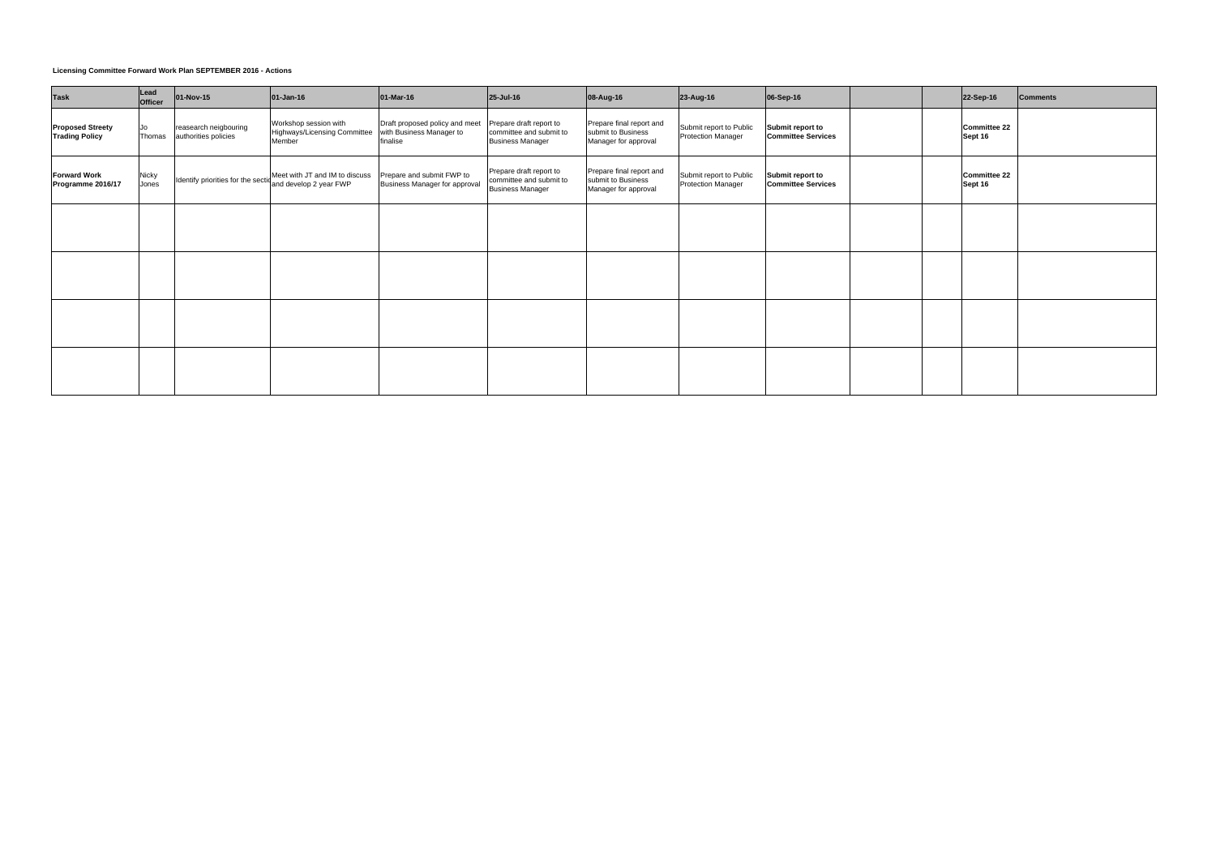**Licensing Committee Forward Work Plan SEPTEMBER 2016 - Actions**

| Task | Lead Officer | 01-Nov-15 | 01-Jan-16 | 01-Mar-16 | 25-Jul-16 | 08-Aug-16 | 23-Aug-16 | 06-Sep-16 | | | 22-Sep-16 | Comments |
|---|---|---|---|---|---|---|---|---|---|---|---|---|
| **Proposed Streety Trading Policy** | Jo Thomas | reasearch neigbouring authorities policies | Workshop session with Highways/Licensing Committee Member | Draft proposed policy and meet with Business Manager to finalise | Prepare draft report to committee and submit to Business Manager | Prepare final report and submit to Business Manager for approval | Submit report to Public Protection Manager | **Submit report to Committee Services** | | | **Committee 22 Sept 16** | |
| **Forward Work Programme 2016/17** | Nicky Jones | Identify priorities for the sectio | Meet with JT and IM to discuss and develop 2 year FWP | Prepare and submit FWP to Business Manager for approval | Prepare draft report to committee and submit to Business Manager | Prepare final report and submit to Business Manager for approval | Submit report to Public Protection Manager | **Submit report to Committee Services** | | | **Committee 22 Sept 16** | |
| | | | | | | | | | | | | |
| | | | | | | | | | | | | |
| | | | | | | | | | | | | |
| | | | | | | | | | | | | |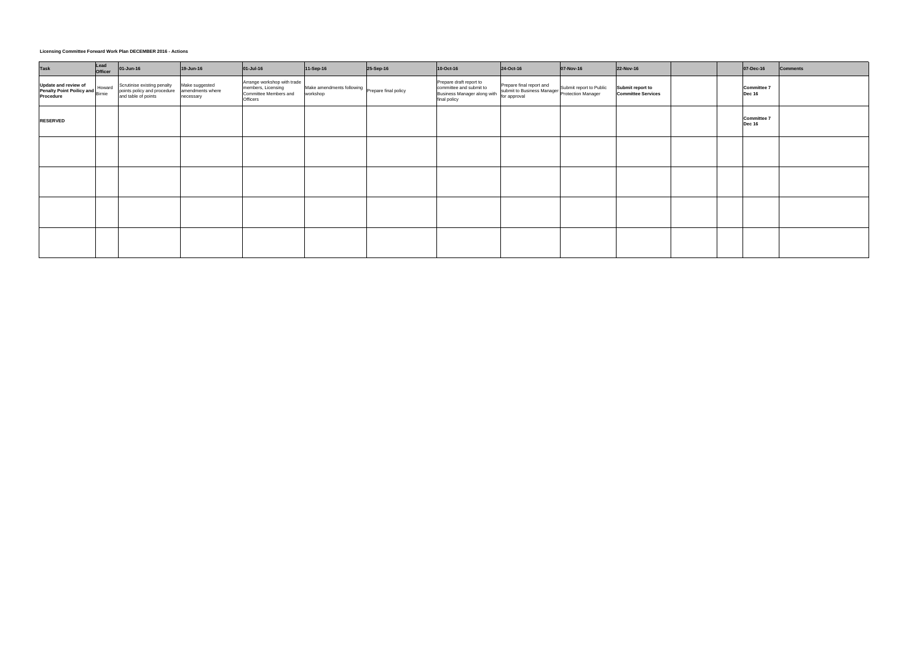**Licensing Committee Forward Work Plan DECEMBER 2016 - Actions**

| Task | Lead Officer | 01-Jun-16 | 19-Jun-16 | 01-Jul-16 | 11-Sep-16 | 25-Sep-16 | 10-Oct-16 | 24-Oct-16 | 07-Nov-16 | 22-Nov-16 | | | 07-Dec-16 | Comments |
|---|---|---|---|---|---|---|---|---|---|---|---|---|---|---|
| **Update and review of Penalty Point Poilicy and Procedure** | Howard Birnie | Scrutinise existing penalty points policy and procedure and table of points | Make suggested amendments where necessary | Arrange workshop with trade members, Licensing Committee Members and Officers | Make amendments following workshop | Prepare final policy | Prepare draft report to committee and submit to Business Manager along with final policy | Prepare final report and submit to Business Manager for approval | Submit report to Public Protection Manager | **Submit report to Committee Services** | | | **Committee 7 Dec 16** | |
| **RESERVED** | | | | | | | | | | | | | **Committee 7 Dec 16** | |
| | | | | | | | | | | | | | | |
| | | | | | | | | | | | | | | |
| | | | | | | | | | | | | | | |
| | | | | | | | | | | | | | | |